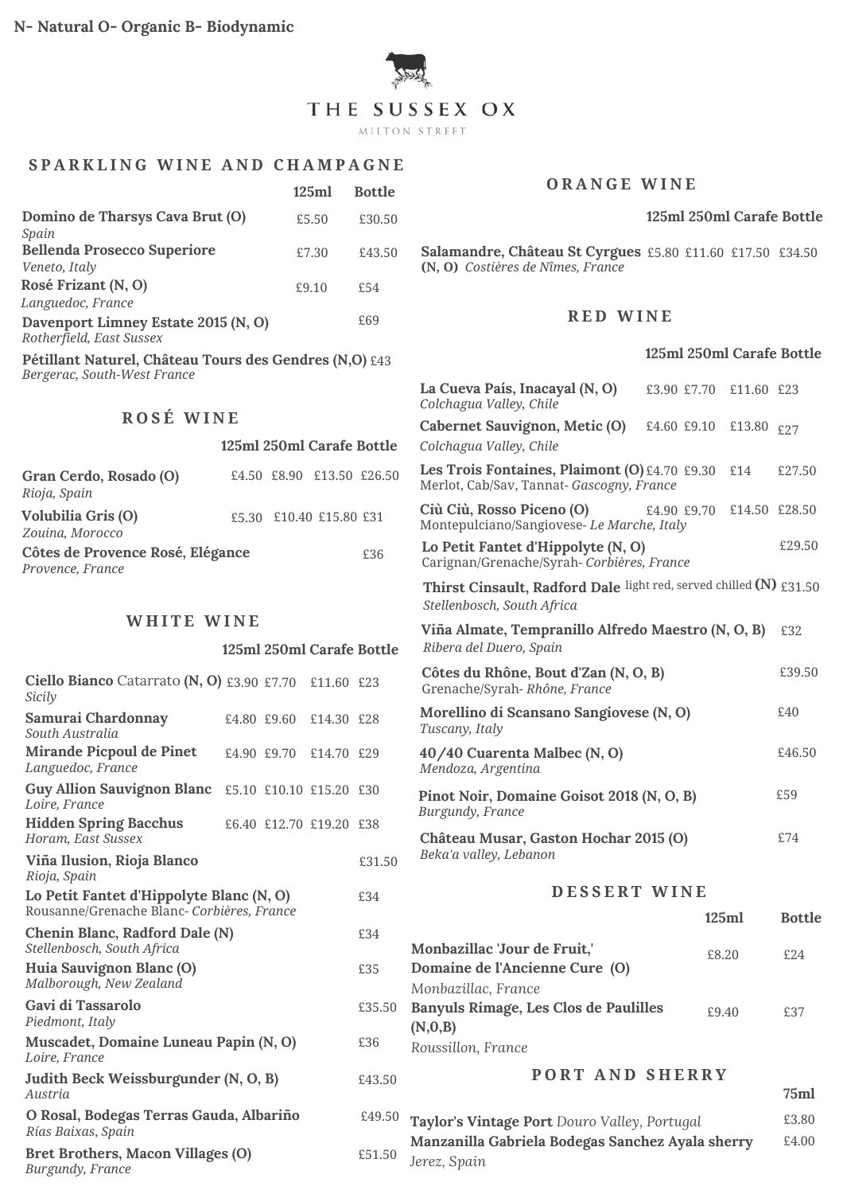N- Natural O- Organic B- Biodynamic

# THE SUSSEX OX

MILTON STREET

## SPARKLING WINE AND CHAMPAGNE

| | 125ml | Bottle |
|---|---|---|
| **Domino de Tharsys Cava Brut (O)** *Spain* | £5.50 | £30.50 |
| **Bellenda Prosecco Superiore** *Veneto, Italy* | £7.30 | £43.50 |
| **Rosé Frizant (N, O)** *Languedoc, France* | £9.10 | £54 |
| **Davenport Limney Estate 2015 (N, O)** *Rotherfield, East Sussex* | | £69 |
| **Pétillant Naturel, Château Tours des Gendres (N,O)** *Bergerac, South-West France* | | £43 |

## ROSÉ WINE

| | 125ml | 250ml | Carafe | Bottle |
|---|---|---|---|---|
| **Gran Cerdo, Rosado (O)** *Rioja, Spain* | £4.50 | £8.90 | £13.50 | £26.50 |
| **Volubilia Gris (O)** *Zouina, Morocco* | £5.30 | £10.40 | £15.80 | £31 |
| **Côtes de Provence Rosé, Elégance** *Provence, France* | | | | £36 |

## WHITE WINE

| | 125ml | 250ml | Carafe | Bottle |
|---|---|---|---|---|
| **Ciello Bianco** Catarrato **(N, O)** *Sicily* | £3.90 | £7.70 | £11.60 | £23 |
| **Samurai Chardonnay** *South Australia* | £4.80 | £9.60 | £14.30 | £28 |
| **Mirande Picpoul de Pinet** *Languedoc, France* | £4.90 | £9.70 | £14.70 | £29 |
| **Guy Allion Sauvignon Blanc** *Loire, France* | £5.10 | £10.10 | £15.20 | £30 |
| **Hidden Spring Bacchus** *Horam, East Sussex* | £6.40 | £12.70 | £19.20 | £38 |
| **Viña Ilusion, Rioja Blanco** *Rioja, Spain* | | | | £31.50 |
| **Lo Petit Fantet d'Hippolyte Blanc (N, O)** Rousanne/Grenache Blanc- *Corbières, France* | | | | £34 |
| **Chenin Blanc, Radford Dale (N)** *Stellenbosch, South Africa* | | | | £34 |
| **Huia Sauvignon Blanc (O)** *Malborough, New Zealand* | | | | £35 |
| **Gavi di Tassarolo** *Piedmont, Italy* | | | | £35.50 |
| **Muscadet, Domaine Luneau Papin (N, O)** *Loire, France* | | | | £36 |
| **Judith Beck Weissburgunder (N, O, B)** *Austria* | | | | £43.50 |
| **O Rosal, Bodegas Terras Gauda, Albariño** *Rías Baixas, Spain* | | | | £49.50 |
| **Bret Brothers, Macon Villages (O)** *Burgundy, France* | | | | £51.50 |

## ORANGE WINE

| | 125ml | 250ml | Carafe | Bottle |
|---|---|---|---|---|
| **Salamandre, Château St Cyrgues (N, O)** *Costières de Nîmes, France* | £5.80 | £11.60 | £17.50 | £34.50 |

## RED WINE

| | 125ml | 250ml | Carafe | Bottle |
|---|---|---|---|---|
| **La Cueva País, Inacayal (N, O)** *Colchagua Valley, Chile* | £3.90 | £7.70 | £11.60 | £23 |
| **Cabernet Sauvignon, Metic (O)** *Colchagua Valley, Chile* | £4.60 | £9.10 | £13.80 | £27 |
| **Les Trois Fontaines, Plaimont (O)** Merlot, Cab/Sav, Tannat- *Gascogny, France* | £4.70 | £9.30 | £14 | £27.50 |
| **Ciù Ciù, Rosso Piceno (O)** Montepulciano/Sangiovese- *Le Marche, Italy* | £4.90 | £9.70 | £14.50 | £28.50 |
| **Lo Petit Fantet d'Hippolyte (N, O)** Carignan/Grenache/Syrah- *Corbières, France* | | | | £29.50 |
| **Thirst Cinsault, Radford Dale** light red, served chilled **(N)** *Stellenbosch, South Africa* | | | | £31.50 |
| **Viña Almate, Tempranillo Alfredo Maestro (N, O, B)** *Ribera del Duero, Spain* | | | | £32 |
| **Côtes du Rhône, Bout d'Zan (N, O, B)** Grenache/Syrah- *Rhône, France* | | | | £39.50 |
| **Morellino di Scansano Sangiovese (N, O)** *Tuscany, Italy* | | | | £40 |
| **40/40 Cuarenta Malbec (N, O)** *Mendoza, Argentina* | | | | £46.50 |
| **Pinot Noir, Domaine Goisot 2018 (N, O, B)** *Burgundy, France* | | | | £59 |
| **Château Musar, Gaston Hochar 2015 (O)** *Beka'a valley, Lebanon* | | | | £74 |

## DESSERT WINE

| | 125ml | Bottle |
|---|---|---|
| **Monbazillac 'Jour de Fruit,' Domaine de l'Ancienne Cure (O)** *Monbazillac, France* | £8.20 | £24 |
| **Banyuls Rimage, Les Clos de Paulilles (N,0,B)** *Roussillon, France* | £9.40 | £37 |

## PORT AND SHERRY

| | 75ml |
|---|---|
| **Taylor's Vintage Port** *Douro Valley, Portugal* | £3.80 |
| **Manzanilla Gabriela Bodegas Sanchez Ayala sherry** *Jerez, Spain* | £4.00 |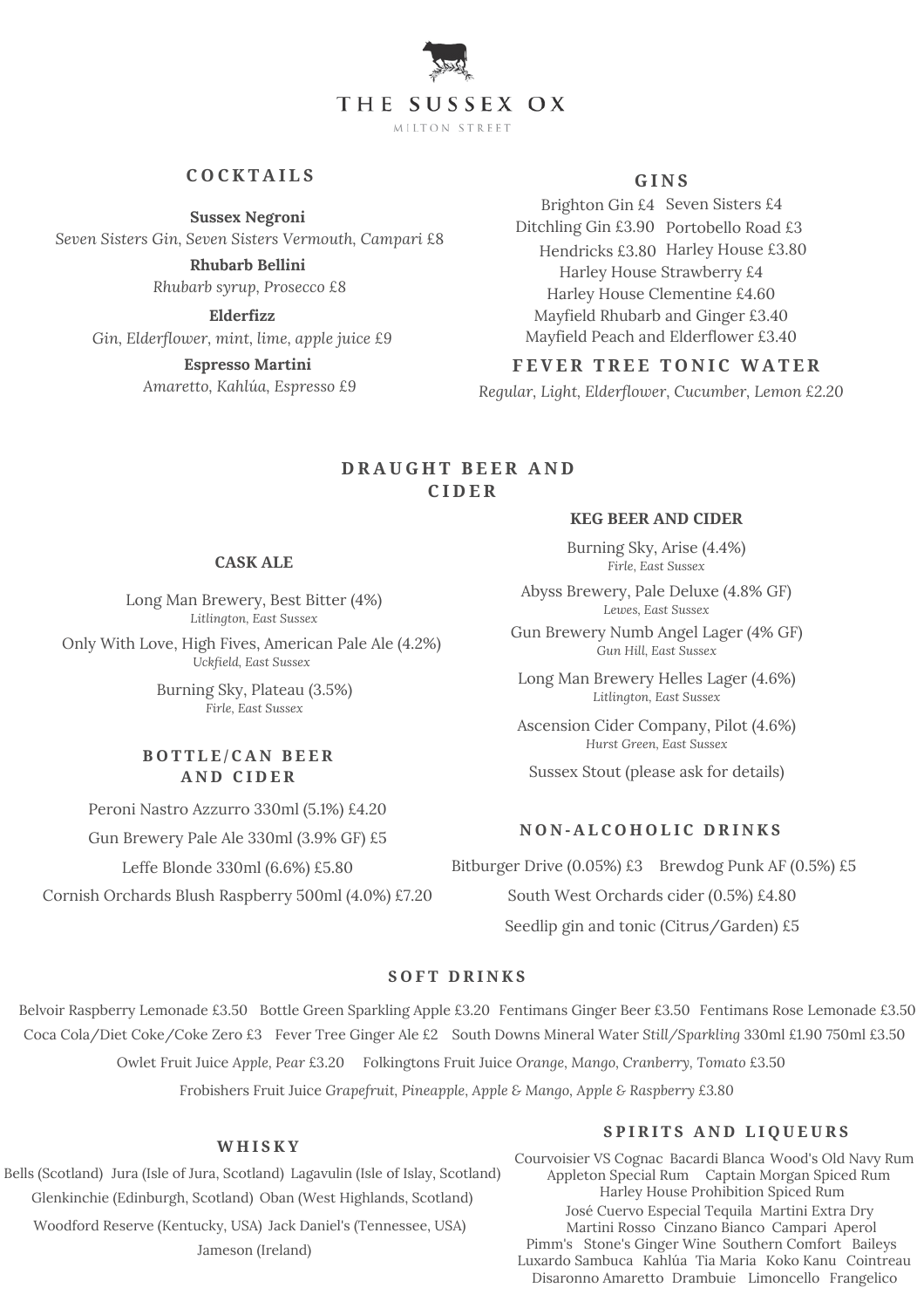# THE SUSSEX OX

MILTON STREET

## COCKTAILS

**Sussex Negroni**
*Seven Sisters Gin, Seven Sisters Vermouth, Campari* £8

**Rhubarb Bellini**
*Rhubarb syrup, Prosecco* £8

**Elderfizz**
*Gin, Elderflower, mint, lime, apple juice* £9

**Espresso Martini**
*Amaretto, Kahlúa, Espresso* £9

## GINS

Brighton Gin £4 Seven Sisters £4
Ditchling Gin £3.90 Portobello Road £3
Hendricks £3.80 Harley House £3.80
Harley House Strawberry £4
Harley House Clementine £4.60
Mayfield Rhubarb and Ginger £3.40
Mayfield Peach and Elderflower £3.40

## FEVER TREE TONIC WATER

*Regular, Light, Elderflower, Cucumber, Lemon* £2.20

## DRAUGHT BEER AND CIDER

### CASK ALE

Long Man Brewery, Best Bitter (4%)
*Litlington, East Sussex*

Only With Love, High Fives, American Pale Ale (4.2%)
*Uckfield, East Sussex*

Burning Sky, Plateau (3.5%)
*Firle, East Sussex*

### KEG BEER AND CIDER

Burning Sky, Arise (4.4%)
*Firle, East Sussex*

Abyss Brewery, Pale Deluxe (4.8% GF)
*Lewes, East Sussex*

Gun Brewery Numb Angel Lager (4% GF)
*Gun Hill, East Sussex*

Long Man Brewery Helles Lager (4.6%)
*Litlington, East Sussex*

Ascension Cider Company, Pilot (4.6%)
*Hurst Green, East Sussex*

Sussex Stout (please ask for details)

## BOTTLE/CAN BEER AND CIDER

Peroni Nastro Azzurro 330ml (5.1%) £4.20

Gun Brewery Pale Ale 330ml (3.9% GF) £5

Leffe Blonde 330ml (6.6%) £5.80

Cornish Orchards Blush Raspberry 500ml (4.0%) £7.20

## NON-ALCOHOLIC DRINKS

Bitburger Drive (0.05%) £3 Brewdog Punk AF (0.5%) £5

South West Orchards cider (0.5%) £4.80

Seedlip gin and tonic (Citrus/Garden) £5

## SOFT DRINKS

Belvoir Raspberry Lemonade £3.50 Bottle Green Sparkling Apple £3.20 Fentimans Ginger Beer £3.50 Fentimans Rose Lemonade £3.50

Coca Cola/Diet Coke/Coke Zero £3 Fever Tree Ginger Ale £2 South Downs Mineral Water *Still/Sparkling* 330ml £1.90 750ml £3.50

Owlet Fruit Juice *Apple, Pear* £3.20 Folkingtons Fruit Juice *Orange, Mango, Cranberry, Tomato* £3.50

Frobishers Fruit Juice *Grapefruit, Pineapple, Apple & Mango, Apple & Raspberry* £3.80

## WHISKY

Bells (Scotland) Jura (Isle of Jura, Scotland) Lagavulin (Isle of Islay, Scotland)
Glenkinchie (Edinburgh, Scotland) Oban (West Highlands, Scotland)
Woodford Reserve (Kentucky, USA) Jack Daniel's (Tennessee, USA)
Jameson (Ireland)

## SPIRITS AND LIQUEURS

Courvoisier VS Cognac Bacardi Blanca Wood's Old Navy Rum
Appleton Special Rum Captain Morgan Spiced Rum
Harley House Prohibition Spiced Rum
José Cuervo Especial Tequila Martini Extra Dry
Martini Rosso Cinzano Bianco Campari Aperol
Pimm's Stone's Ginger Wine Southern Comfort Baileys
Luxardo Sambuca Kahlúa Tia Maria Koko Kanu Cointreau
Disaronno Amaretto Drambuie Limoncello Frangelico